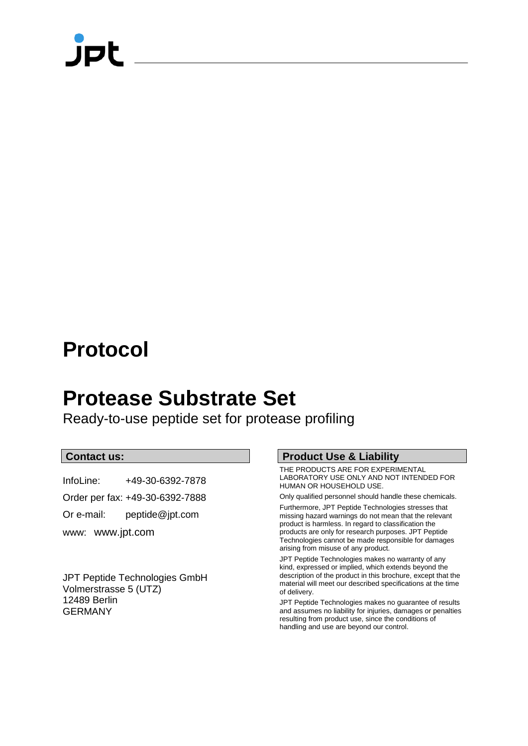# Protocol

# Protease Substrate Set

Ready-to-use peptide set for protease profiling

### Contact us:

InfoLine: +49-30-6392-7878

Order per fax: +49-30-6392-7888

Or e-mail: peptide@jpt.com

www: www.jpt.com

JPT Peptide Technologies GmbH
Volmerstrasse 5 (UTZ)
12489 Berlin
GERMANY

### Product Use & Liability

THE PRODUCTS ARE FOR EXPERIMENTAL LABORATORY USE ONLY AND NOT INTENDED FOR HUMAN OR HOUSEHOLD USE.

Only qualified personnel should handle these chemicals.

Furthermore, JPT Peptide Technologies stresses that missing hazard warnings do not mean that the relevant product is harmless. In regard to classification the products are only for research purposes. JPT Peptide Technologies cannot be made responsible for damages arising from misuse of any product.

JPT Peptide Technologies makes no warranty of any kind, expressed or implied, which extends beyond the description of the product in this brochure, except that the material will meet our described specifications at the time of delivery.

JPT Peptide Technologies makes no guarantee of results and assumes no liability for injuries, damages or penalties resulting from product use, since the conditions of handling and use are beyond our control.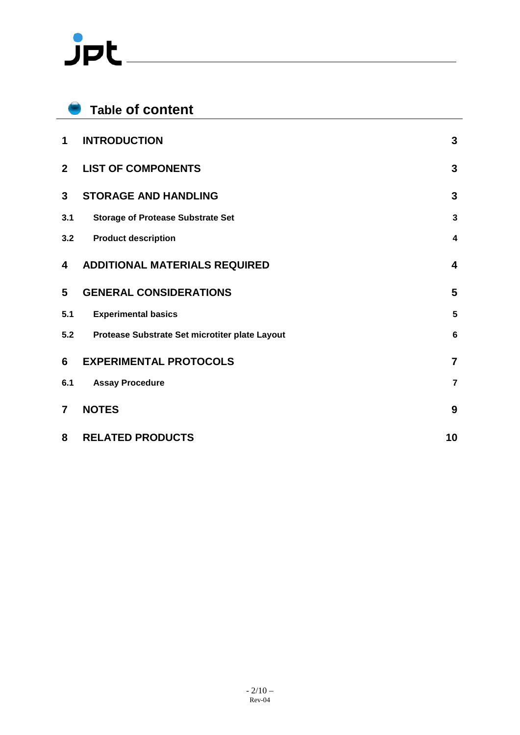# Table of content

| | | |
|---|---|---|
| **1** | **INTRODUCTION** | **3** |
| **2** | **LIST OF COMPONENTS** | **3** |
| **3** | **STORAGE AND HANDLING** | **3** |
| **3.1** | **Storage of Protease Substrate Set** | **3** |
| **3.2** | **Product description** | **4** |
| **4** | **ADDITIONAL MATERIALS REQUIRED** | **4** |
| **5** | **GENERAL CONSIDERATIONS** | **5** |
| **5.1** | **Experimental basics** | **5** |
| **5.2** | **Protease Substrate Set microtiter plate Layout** | **6** |
| **6** | **EXPERIMENTAL PROTOCOLS** | **7** |
| **6.1** | **Assay Procedure** | **7** |
| **7** | **NOTES** | **9** |
| **8** | **RELATED PRODUCTS** | **10** |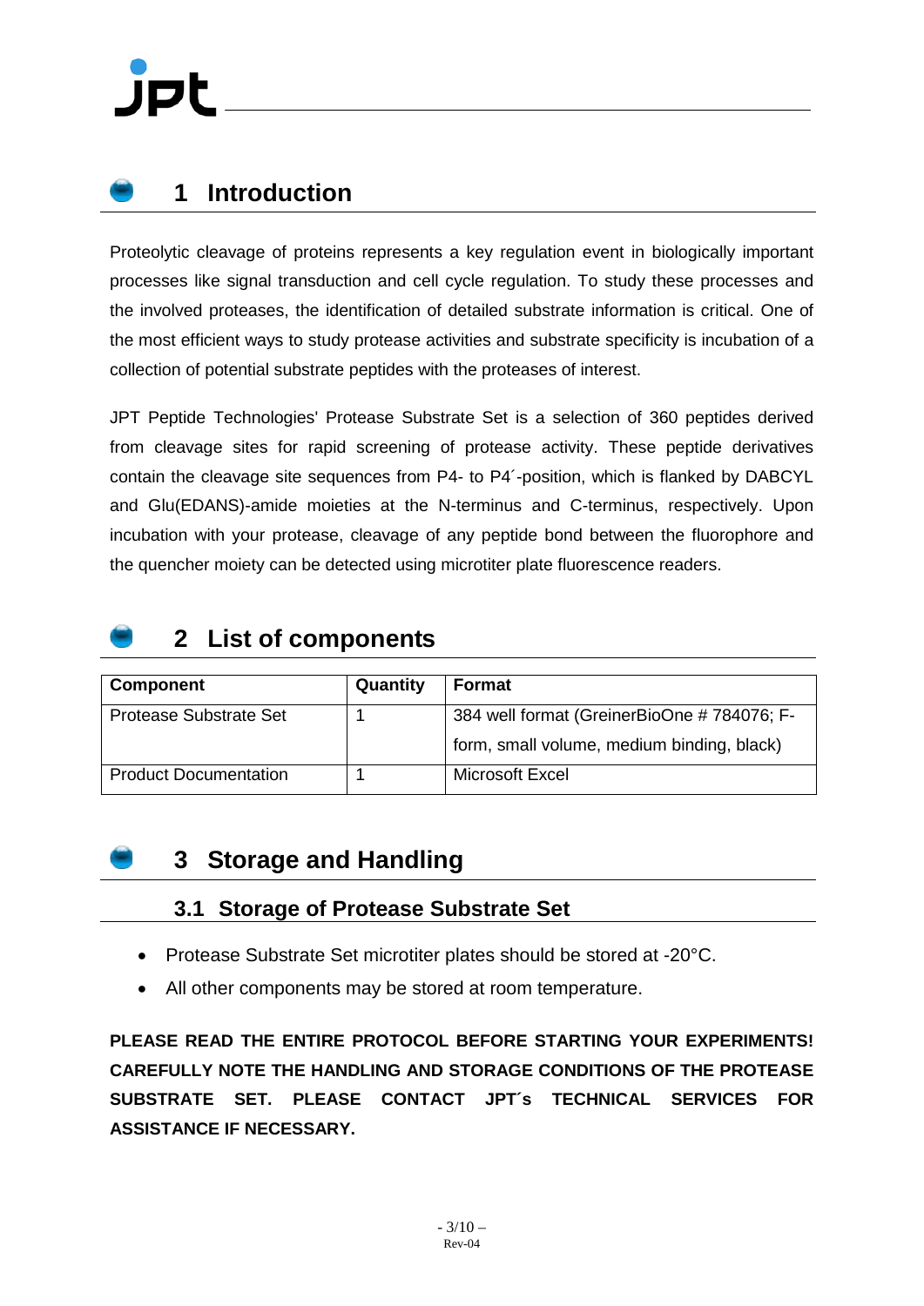# 1 Introduction

Proteolytic cleavage of proteins represents a key regulation event in biologically important processes like signal transduction and cell cycle regulation. To study these processes and the involved proteases, the identification of detailed substrate information is critical. One of the most efficient ways to study protease activities and substrate specificity is incubation of a collection of potential substrate peptides with the proteases of interest.

JPT Peptide Technologies' Protease Substrate Set is a selection of 360 peptides derived from cleavage sites for rapid screening of protease activity. These peptide derivatives contain the cleavage site sequences from P4- to P4´-position, which is flanked by DABCYL and Glu(EDANS)-amide moieties at the N-terminus and C-terminus, respectively. Upon incubation with your protease, cleavage of any peptide bond between the fluorophore and the quencher moiety can be detected using microtiter plate fluorescence readers.

# 2 List of components

| Component | Quantity | Format |
|---|---|---|
| Protease Substrate Set | 1 | 384 well format (GreinerBioOne # 784076; F-form, small volume, medium binding, black) |
| Product Documentation | 1 | Microsoft Excel |

# 3 Storage and Handling

## 3.1 Storage of Protease Substrate Set

- Protease Substrate Set microtiter plates should be stored at -20°C.
- All other components may be stored at room temperature.

**PLEASE READ THE ENTIRE PROTOCOL BEFORE STARTING YOUR EXPERIMENTS! CAREFULLY NOTE THE HANDLING AND STORAGE CONDITIONS OF THE PROTEASE SUBSTRATE SET. PLEASE CONTACT JPT´s TECHNICAL SERVICES FOR ASSISTANCE IF NECESSARY.**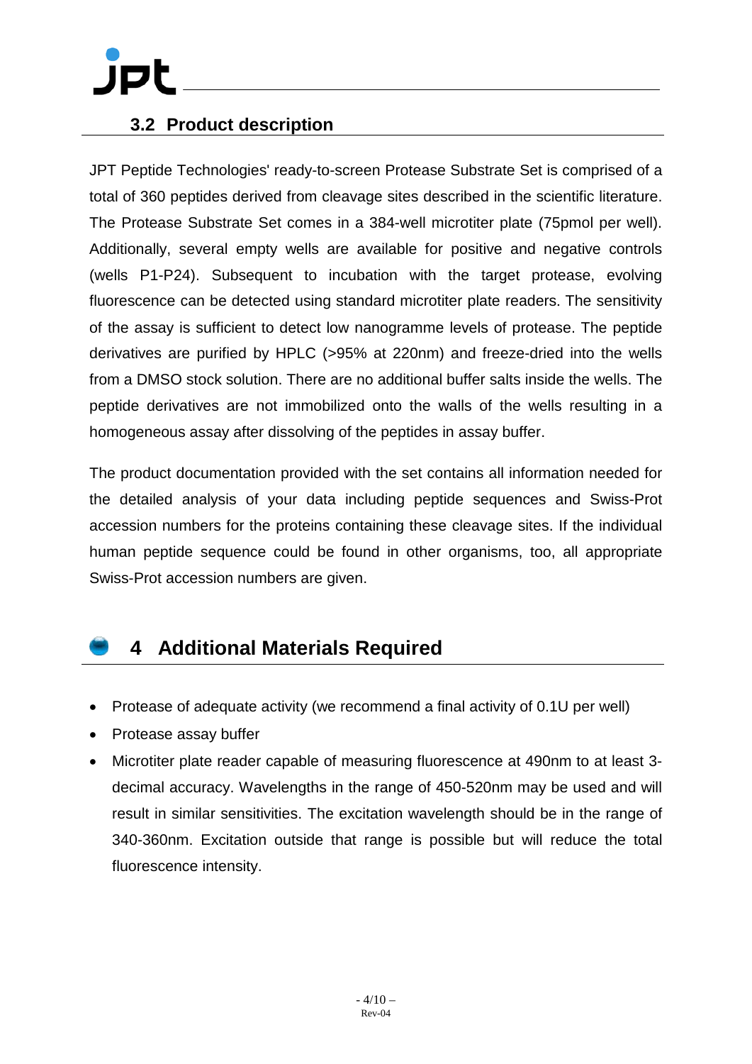### 3.2 Product description

JPT Peptide Technologies' ready-to-screen Protease Substrate Set is comprised of a total of 360 peptides derived from cleavage sites described in the scientific literature. The Protease Substrate Set comes in a 384-well microtiter plate (75pmol per well). Additionally, several empty wells are available for positive and negative controls (wells P1-P24). Subsequent to incubation with the target protease, evolving fluorescence can be detected using standard microtiter plate readers. The sensitivity of the assay is sufficient to detect low nanogramme levels of protease. The peptide derivatives are purified by HPLC (>95% at 220nm) and freeze-dried into the wells from a DMSO stock solution. There are no additional buffer salts inside the wells. The peptide derivatives are not immobilized onto the walls of the wells resulting in a homogeneous assay after dissolving of the peptides in assay buffer.

The product documentation provided with the set contains all information needed for the detailed analysis of your data including peptide sequences and Swiss-Prot accession numbers for the proteins containing these cleavage sites. If the individual human peptide sequence could be found in other organisms, too, all appropriate Swiss-Prot accession numbers are given.

# 4 Additional Materials Required

- Protease of adequate activity (we recommend a final activity of 0.1U per well)
- Protease assay buffer
- Microtiter plate reader capable of measuring fluorescence at 490nm to at least 3-decimal accuracy. Wavelengths in the range of 450-520nm may be used and will result in similar sensitivities. The excitation wavelength should be in the range of 340-360nm. Excitation outside that range is possible but will reduce the total fluorescence intensity.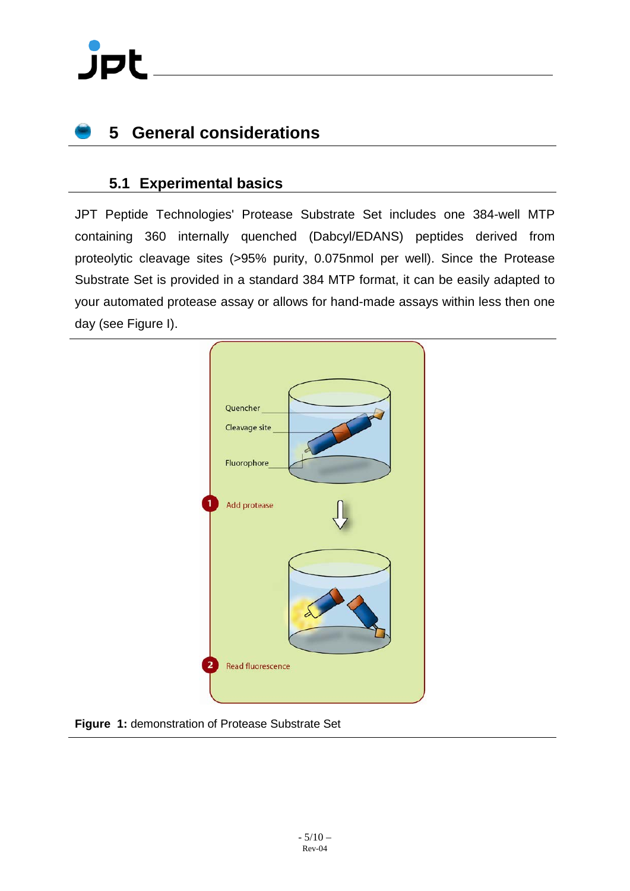# 5 General considerations

## 5.1 Experimental basics

JPT Peptide Technologies' Protease Substrate Set includes one 384-well MTP containing 360 internally quenched (Dabcyl/EDANS) peptides derived from proteolytic cleavage sites (>95% purity, 0.075nmol per well). Since the Protease Substrate Set is provided in a standard 384 MTP format, it can be easily adapted to your automated protease assay or allows for hand-made assays within less then one day (see Figure I).

**Figure 1:** demonstration of Protease Substrate Set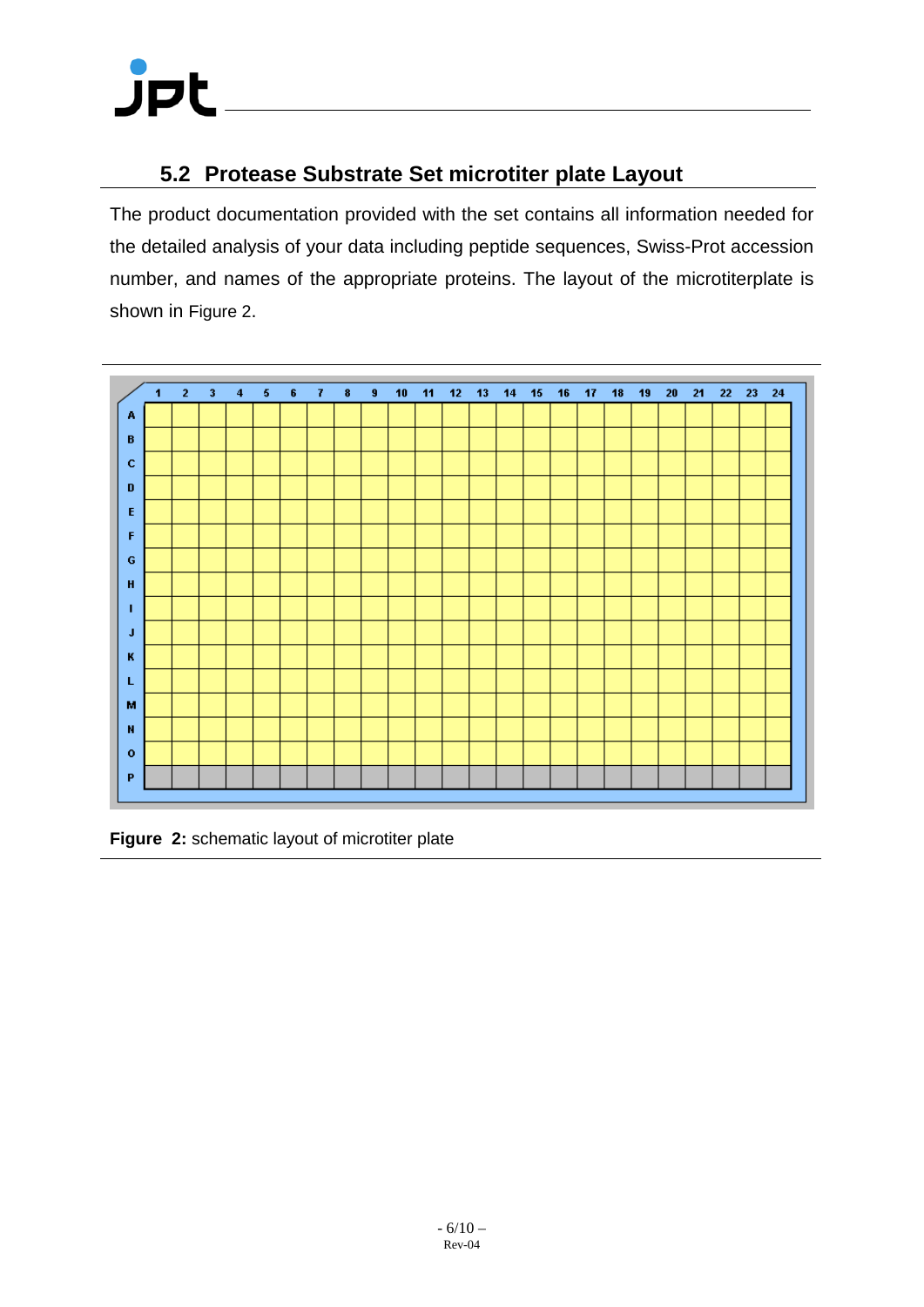## 5.2 Protease Substrate Set microtiter plate Layout

The product documentation provided with the set contains all information needed for the detailed analysis of your data including peptide sequences, Swiss-Prot accession number, and names of the appropriate proteins. The layout of the microtiterplate is shown in Figure 2.

**Figure 2:** schematic layout of microtiter plate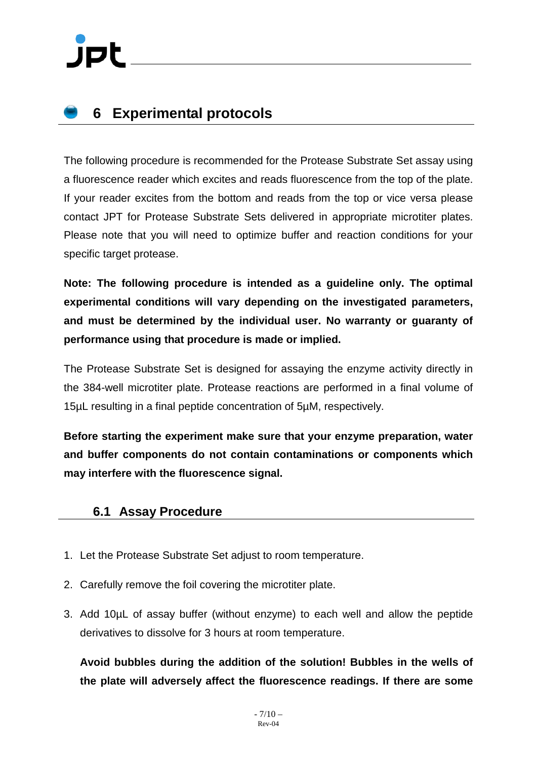# 6 Experimental protocols

The following procedure is recommended for the Protease Substrate Set assay using a fluorescence reader which excites and reads fluorescence from the top of the plate. If your reader excites from the bottom and reads from the top or vice versa please contact JPT for Protease Substrate Sets delivered in appropriate microtiter plates. Please note that you will need to optimize buffer and reaction conditions for your specific target protease.

**Note: The following procedure is intended as a guideline only. The optimal experimental conditions will vary depending on the investigated parameters, and must be determined by the individual user. No warranty or guaranty of performance using that procedure is made or implied.**

The Protease Substrate Set is designed for assaying the enzyme activity directly in the 384-well microtiter plate. Protease reactions are performed in a final volume of 15µL resulting in a final peptide concentration of 5µM, respectively.

**Before starting the experiment make sure that your enzyme preparation, water and buffer components do not contain contaminations or components which may interfere with the fluorescence signal.**

## 6.1 Assay Procedure

1. Let the Protease Substrate Set adjust to room temperature.
2. Carefully remove the foil covering the microtiter plate.
3. Add 10µL of assay buffer (without enzyme) to each well and allow the peptide derivatives to dissolve for 3 hours at room temperature.

   **Avoid bubbles during the addition of the solution! Bubbles in the wells of the plate will adversely affect the fluorescence readings. If there are some**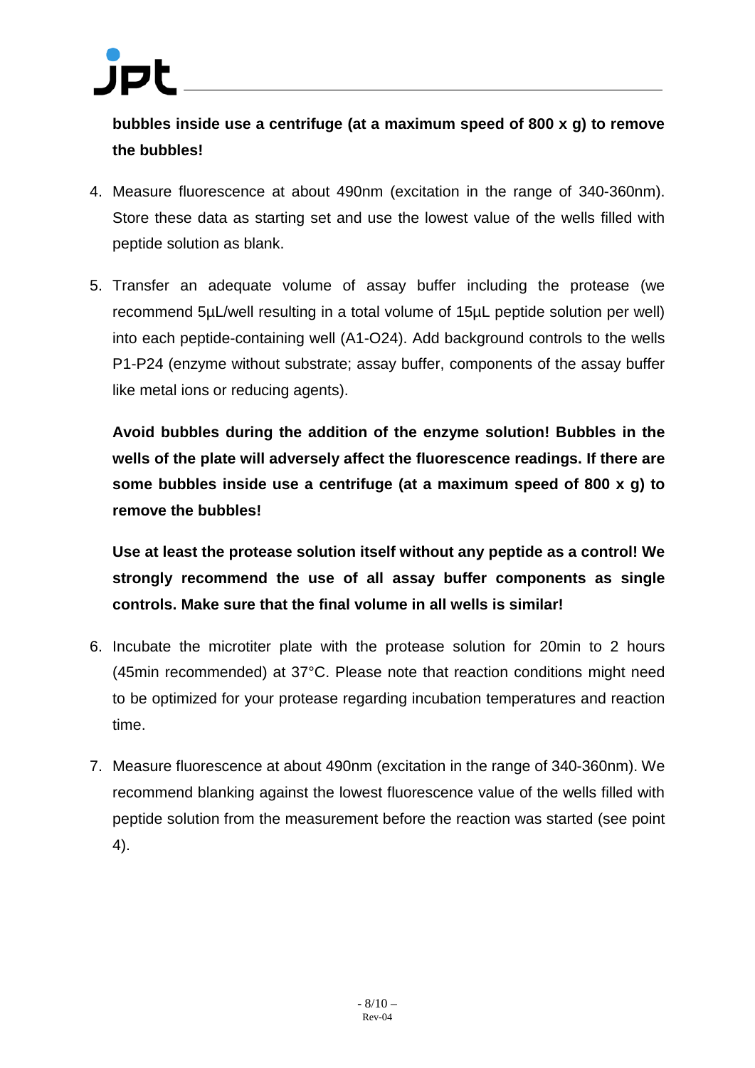**bubbles inside use a centrifuge (at a maximum speed of 800 x g) to remove the bubbles!**

4. Measure fluorescence at about 490nm (excitation in the range of 340-360nm). Store these data as starting set and use the lowest value of the wells filled with peptide solution as blank.

5. Transfer an adequate volume of assay buffer including the protease (we recommend 5µL/well resulting in a total volume of 15µL peptide solution per well) into each peptide-containing well (A1-O24). Add background controls to the wells P1-P24 (enzyme without substrate; assay buffer, components of the assay buffer like metal ions or reducing agents).

   **Avoid bubbles during the addition of the enzyme solution! Bubbles in the wells of the plate will adversely affect the fluorescence readings. If there are some bubbles inside use a centrifuge (at a maximum speed of 800 x g) to remove the bubbles!**

   **Use at least the protease solution itself without any peptide as a control! We strongly recommend the use of all assay buffer components as single controls. Make sure that the final volume in all wells is similar!**

6. Incubate the microtiter plate with the protease solution for 20min to 2 hours (45min recommended) at 37°C. Please note that reaction conditions might need to be optimized for your protease regarding incubation temperatures and reaction time.

7. Measure fluorescence at about 490nm (excitation in the range of 340-360nm). We recommend blanking against the lowest fluorescence value of the wells filled with peptide solution from the measurement before the reaction was started (see point 4).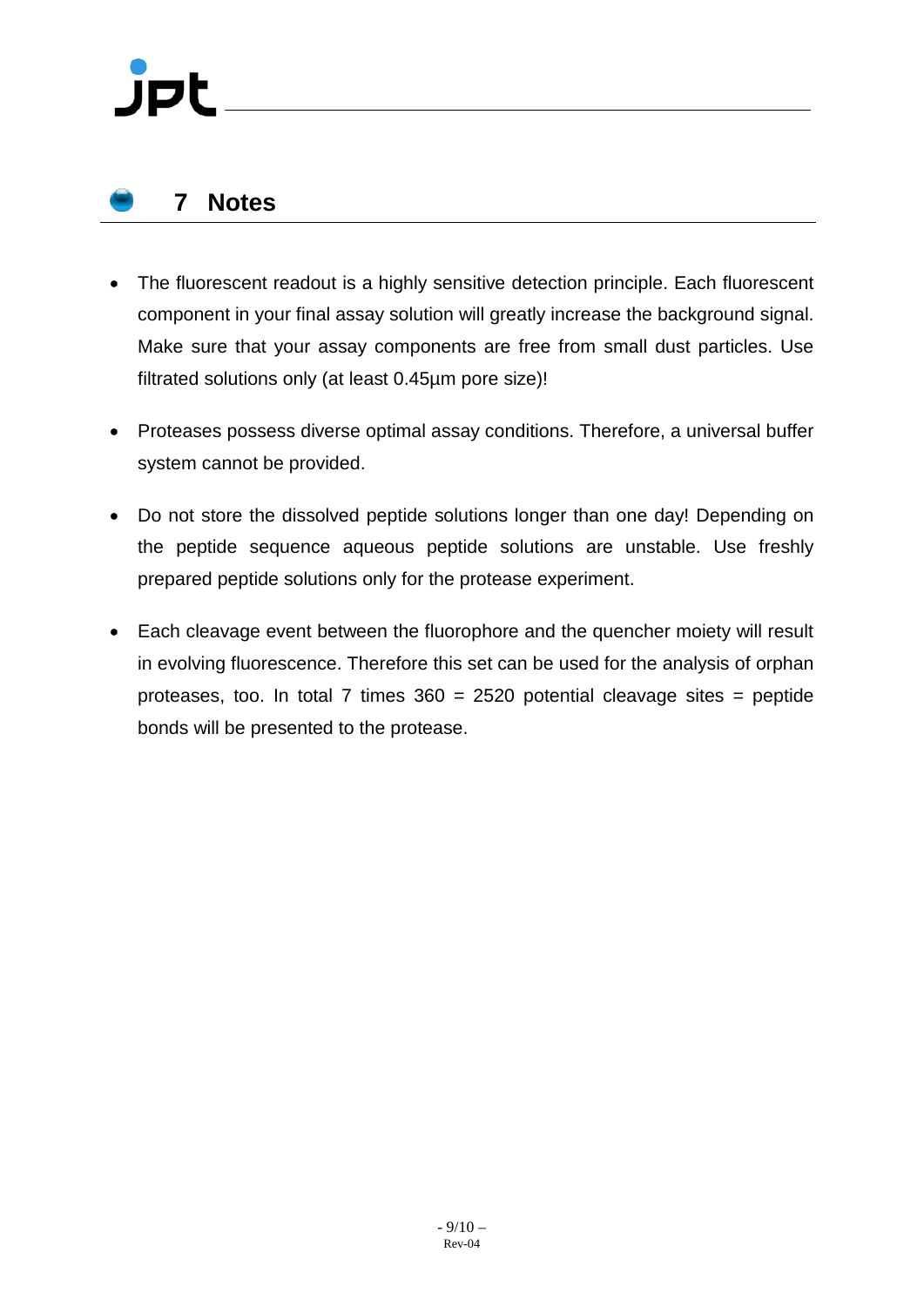# 7 Notes

- The fluorescent readout is a highly sensitive detection principle. Each fluorescent component in your final assay solution will greatly increase the background signal. Make sure that your assay components are free from small dust particles. Use filtrated solutions only (at least 0.45µm pore size)!

- Proteases possess diverse optimal assay conditions. Therefore, a universal buffer system cannot be provided.

- Do not store the dissolved peptide solutions longer than one day! Depending on the peptide sequence aqueous peptide solutions are unstable. Use freshly prepared peptide solutions only for the protease experiment.

- Each cleavage event between the fluorophore and the quencher moiety will result in evolving fluorescence. Therefore this set can be used for the analysis of orphan proteases, too. In total 7 times 360 = 2520 potential cleavage sites = peptide bonds will be presented to the protease.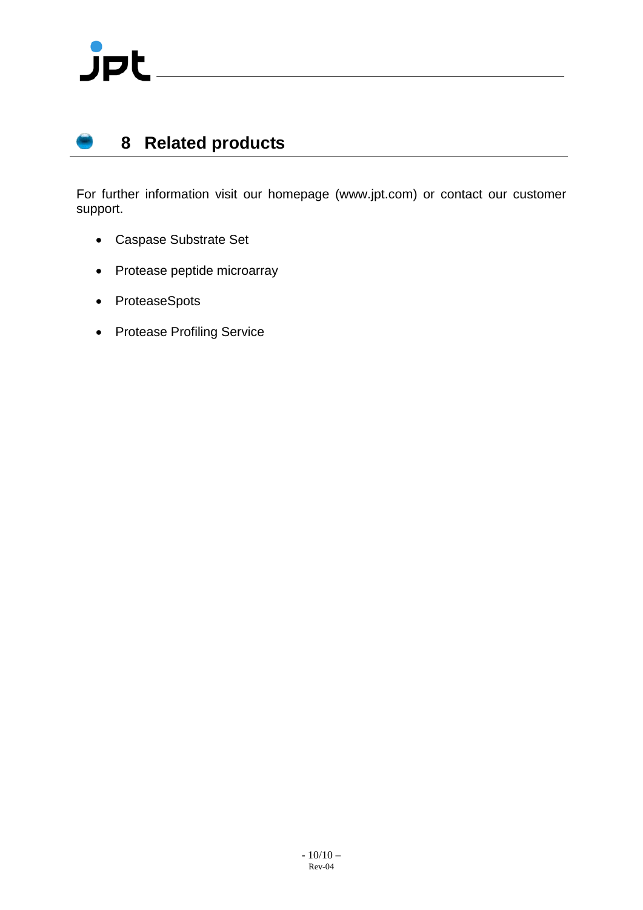# 8 Related products

For further information visit our homepage (www.jpt.com) or contact our customer support.

- Caspase Substrate Set
- Protease peptide microarray
- ProteaseSpots
- Protease Profiling Service